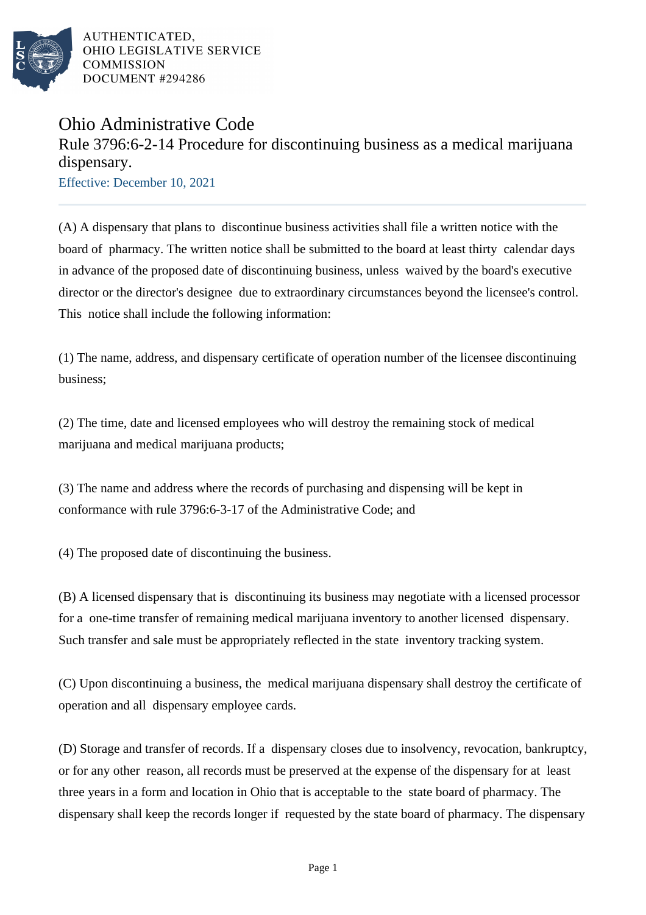AUTHENTICATED,
OHIO LEGISLATIVE SERVICE
COMMISSION
DOCUMENT #294286

# Ohio Administrative Code

## Rule 3796:6-2-14 Procedure for discontinuing business as a medical marijuana dispensary.

Effective: December 10, 2021

---

(A) A dispensary that plans to discontinue business activities shall file a written notice with the board of pharmacy. The written notice shall be submitted to the board at least thirty calendar days in advance of the proposed date of discontinuing business, unless waived by the board's executive director or the director's designee due to extraordinary circumstances beyond the licensee's control. This notice shall include the following information:

(1) The name, address, and dispensary certificate of operation number of the licensee discontinuing business;

(2) The time, date and licensed employees who will destroy the remaining stock of medical marijuana and medical marijuana products;

(3) The name and address where the records of purchasing and dispensing will be kept in conformance with rule 3796:6-3-17 of the Administrative Code; and

(4) The proposed date of discontinuing the business.

(B) A licensed dispensary that is discontinuing its business may negotiate with a licensed processor for a one-time transfer of remaining medical marijuana inventory to another licensed dispensary. Such transfer and sale must be appropriately reflected in the state inventory tracking system.

(C) Upon discontinuing a business, the medical marijuana dispensary shall destroy the certificate of operation and all dispensary employee cards.

(D) Storage and transfer of records. If a dispensary closes due to insolvency, revocation, bankruptcy, or for any other reason, all records must be preserved at the expense of the dispensary for at least three years in a form and location in Ohio that is acceptable to the state board of pharmacy. The dispensary shall keep the records longer if requested by the state board of pharmacy. The dispensary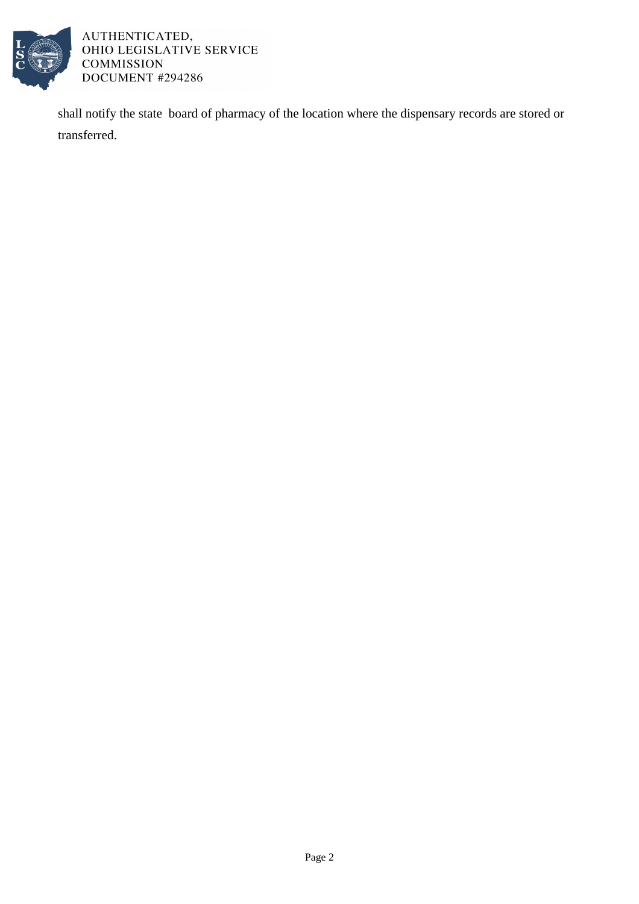shall notify the state board of pharmacy of the location where the dispensary records are stored or transferred.